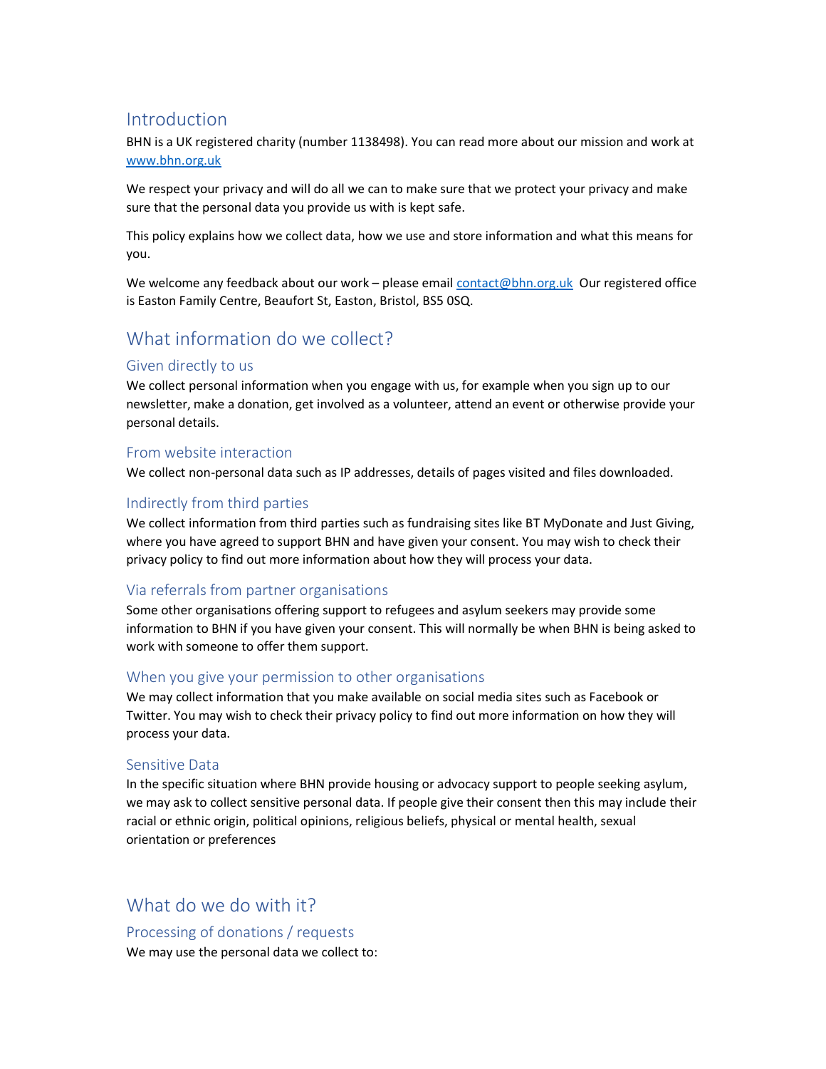## Introduction

BHN is a UK registered charity (number 1138498). You can read more about our mission and work at [www.bhn.org.uk](http://www.bhn.org.uk)

We respect your privacy and will do all we can to make sure that we protect your privacy and make sure that the personal data you provide us with is kept safe.

This policy explains how we collect data, how we use and store information and what this means for you.

We welcome any feedback about our work – please email [contact@bhn.org.uk](mailto:contact@bhn.org.uk) Our registered office is Easton Family Centre, Beaufort St, Easton, Bristol, BS5 0SQ.

## What information do we collect?

### Given directly to us

We collect personal information when you engage with us, for example when you sign up to our newsletter, make a donation, get involved as a volunteer, attend an event or otherwise provide your personal details.

### From website interaction

We collect non-personal data such as IP addresses, details of pages visited and files downloaded.

### Indirectly from third parties

We collect information from third parties such as fundraising sites like BT MyDonate and Just Giving, where you have agreed to support BHN and have given your consent. You may wish to check their privacy policy to find out more information about how they will process your data.

### Via referrals from partner organisations

Some other organisations offering support to refugees and asylum seekers may provide some information to BHN if you have given your consent. This will normally be when BHN is being asked to work with someone to offer them support.

### When you give your permission to other organisations

We may collect information that you make available on social media sites such as Facebook or Twitter. You may wish to check their privacy policy to find out more information on how they will process your data.

### Sensitive Data

In the specific situation where BHN provide housing or advocacy support to people seeking asylum, we may ask to collect sensitive personal data. If people give their consent then this may include their racial or ethnic origin, political opinions, religious beliefs, physical or mental health, sexual orientation or preferences

## What do we do with it?

### Processing of donations / requests

We may use the personal data we collect to: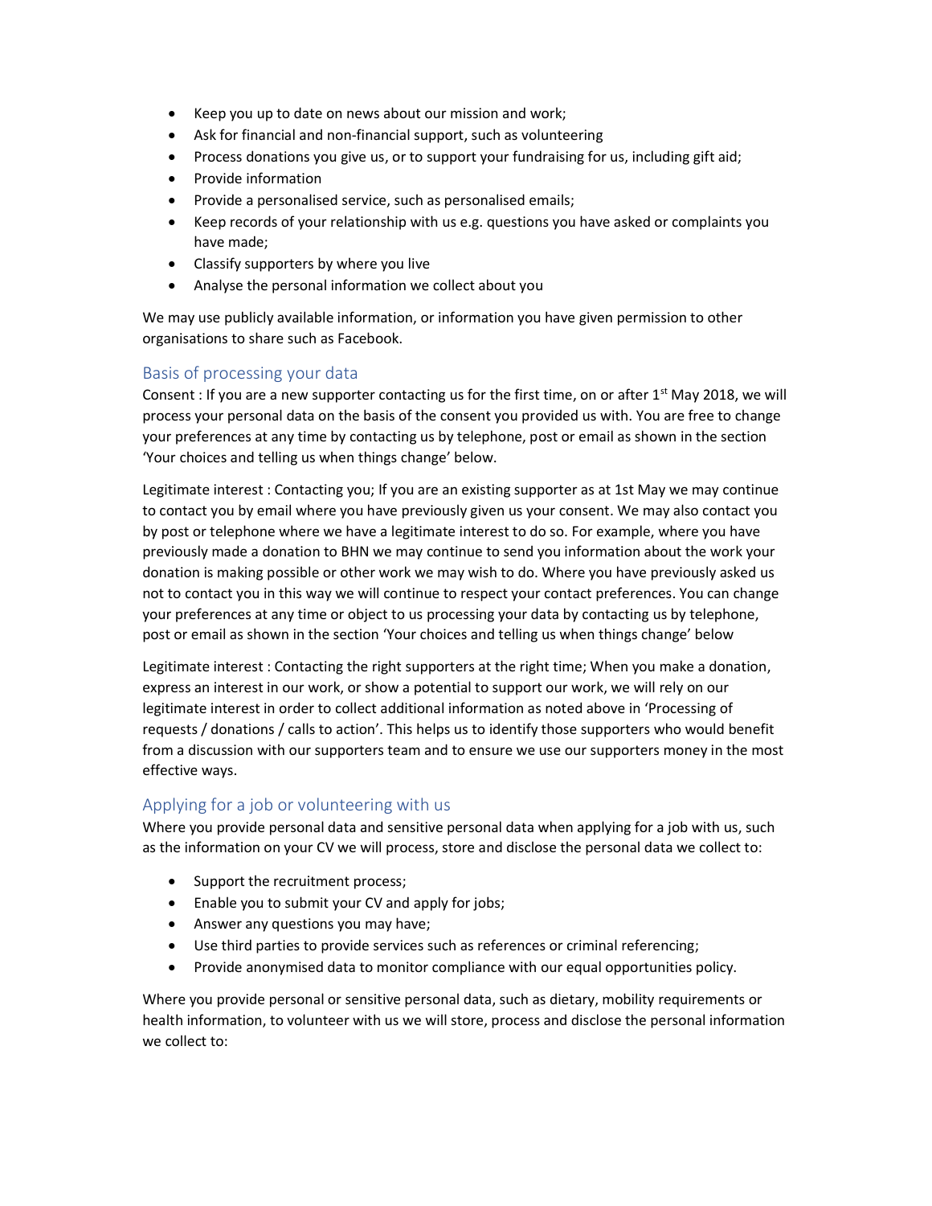- Keep you up to date on news about our mission and work;
- Ask for financial and non-financial support, such as volunteering
- Process donations you give us, or to support your fundraising for us, including gift aid;
- Provide information
- Provide a personalised service, such as personalised emails;
- Keep records of your relationship with us e.g. questions you have asked or complaints you have made;
- Classify supporters by where you live
- Analyse the personal information we collect about you

We may use publicly available information, or information you have given permission to other organisations to share such as Facebook.

## Basis of processing your data

Consent : If you are a new supporter contacting us for the first time, on or after 1st May 2018, we will process your personal data on the basis of the consent you provided us with. You are free to change your preferences at any time by contacting us by telephone, post or email as shown in the section 'Your choices and telling us when things change' below.

Legitimate interest : Contacting you; If you are an existing supporter as at 1st May we may continue to contact you by email where you have previously given us your consent. We may also contact you by post or telephone where we have a legitimate interest to do so. For example, where you have previously made a donation to BHN we may continue to send you information about the work your donation is making possible or other work we may wish to do. Where you have previously asked us not to contact you in this way we will continue to respect your contact preferences. You can change your preferences at any time or object to us processing your data by contacting us by telephone, post or email as shown in the section 'Your choices and telling us when things change' below

Legitimate interest : Contacting the right supporters at the right time; When you make a donation, express an interest in our work, or show a potential to support our work, we will rely on our legitimate interest in order to collect additional information as noted above in 'Processing of requests / donations / calls to action'. This helps us to identify those supporters who would benefit from a discussion with our supporters team and to ensure we use our supporters money in the most effective ways.

## Applying for a job or volunteering with us

Where you provide personal data and sensitive personal data when applying for a job with us, such as the information on your CV we will process, store and disclose the personal data we collect to:

- Support the recruitment process;
- Enable you to submit your CV and apply for jobs;
- Answer any questions you may have;
- Use third parties to provide services such as references or criminal referencing;
- Provide anonymised data to monitor compliance with our equal opportunities policy.

Where you provide personal or sensitive personal data, such as dietary, mobility requirements or health information, to volunteer with us we will store, process and disclose the personal information we collect to: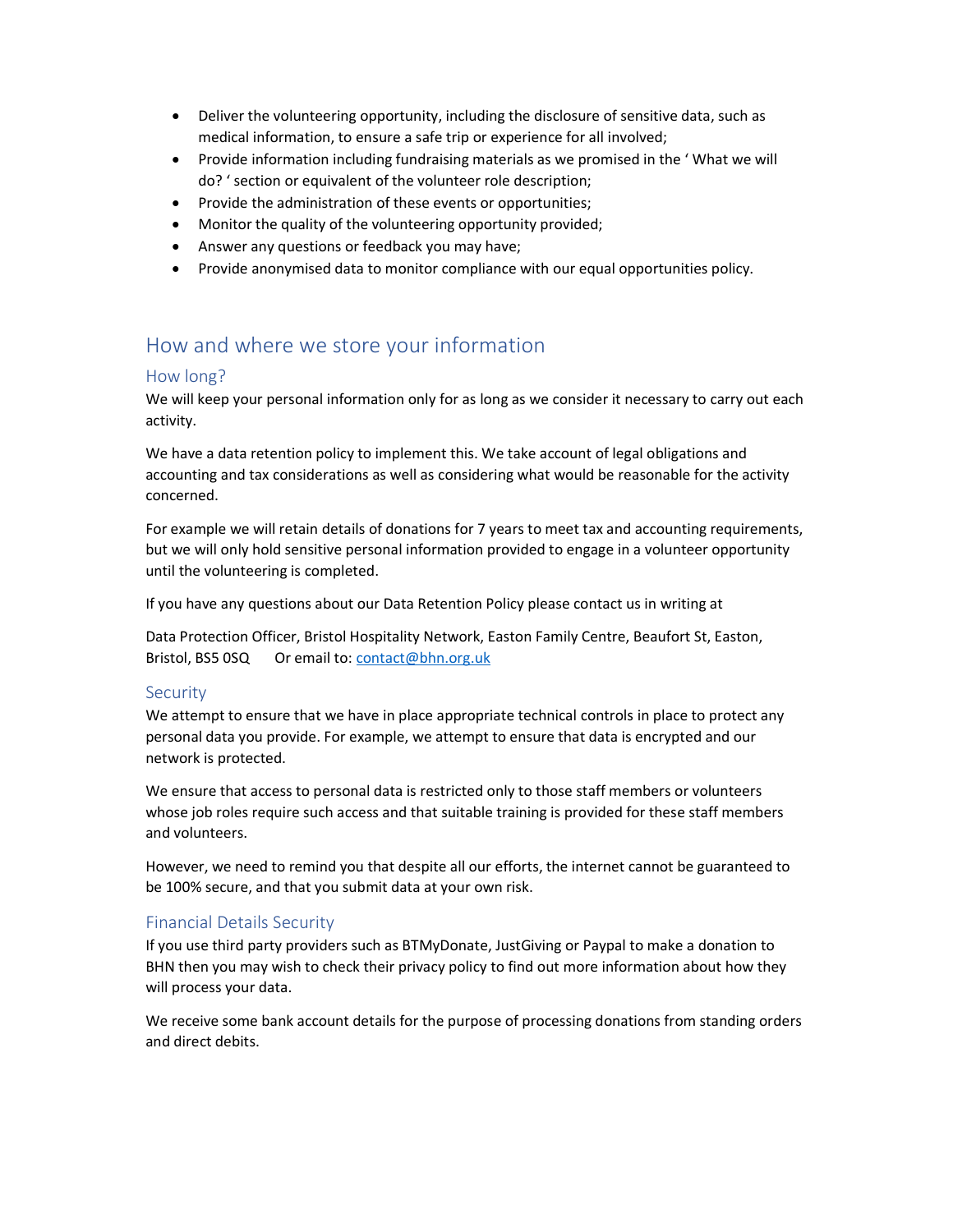- Deliver the volunteering opportunity, including the disclosure of sensitive data, such as medical information, to ensure a safe trip or experience for all involved;
- Provide information including fundraising materials as we promised in the ' What we will do? ' section or equivalent of the volunteer role description;
- Provide the administration of these events or opportunities;
- Monitor the quality of the volunteering opportunity provided;
- Answer any questions or feedback you may have;
- Provide anonymised data to monitor compliance with our equal opportunities policy.

## How and where we store your information

### How long?

We will keep your personal information only for as long as we consider it necessary to carry out each activity.

We have a data retention policy to implement this. We take account of legal obligations and accounting and tax considerations as well as considering what would be reasonable for the activity concerned.

For example we will retain details of donations for 7 years to meet tax and accounting requirements, but we will only hold sensitive personal information provided to engage in a volunteer opportunity until the volunteering is completed.

If you have any questions about our Data Retention Policy please contact us in writing at

Data Protection Officer, Bristol Hospitality Network, Easton Family Centre, Beaufort St, Easton, Bristol, BS5 0SQ    Or email to: contact@bhn.org.uk

### Security

We attempt to ensure that we have in place appropriate technical controls in place to protect any personal data you provide. For example, we attempt to ensure that data is encrypted and our network is protected.

We ensure that access to personal data is restricted only to those staff members or volunteers whose job roles require such access and that suitable training is provided for these staff members and volunteers.

However, we need to remind you that despite all our efforts, the internet cannot be guaranteed to be 100% secure, and that you submit data at your own risk.

### Financial Details Security

If you use third party providers such as BTMyDonate, JustGiving or Paypal to make a donation to BHN then you may wish to check their privacy policy to find out more information about how they will process your data.

We receive some bank account details for the purpose of processing donations from standing orders and direct debits.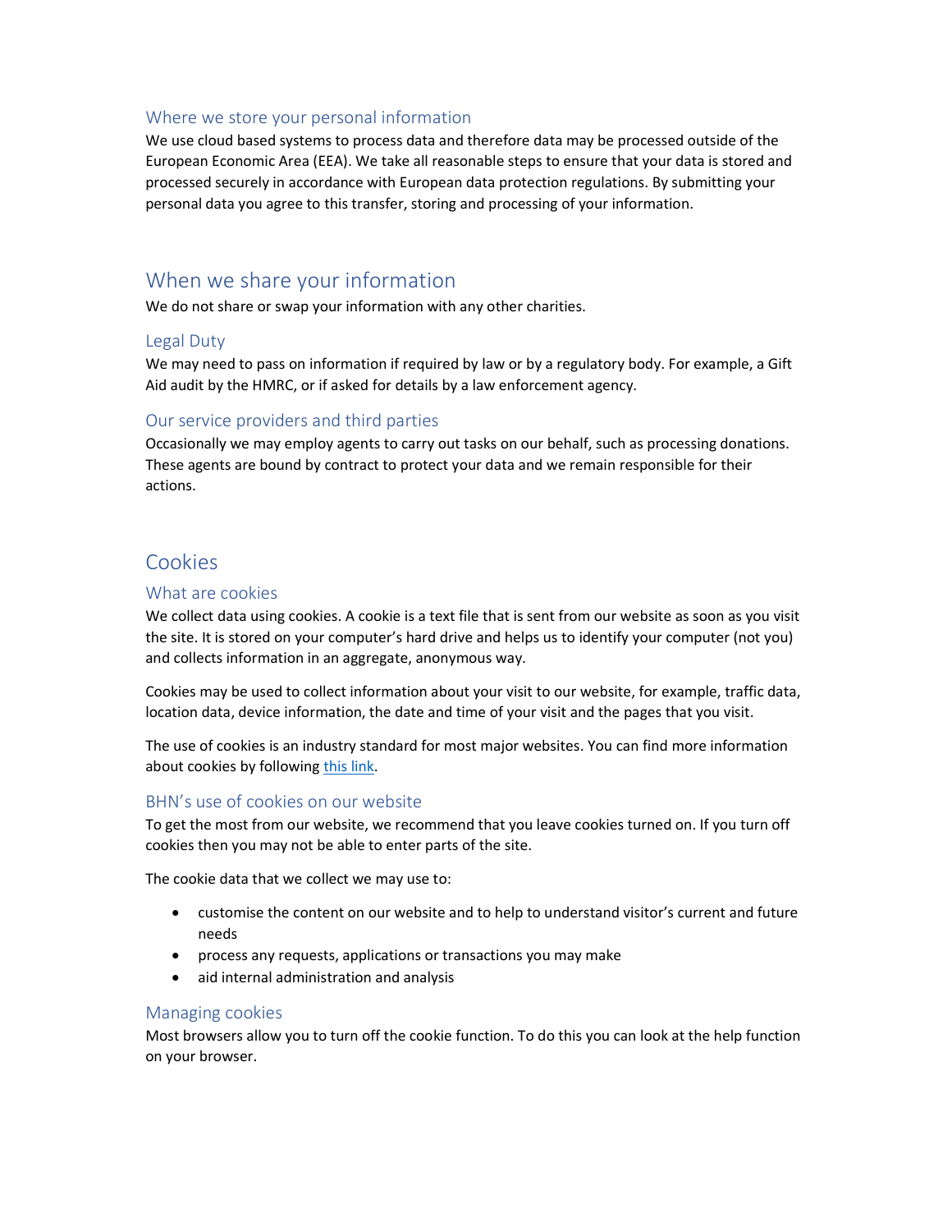### Where we store your personal information

We use cloud based systems to process data and therefore data may be processed outside of the European Economic Area (EEA). We take all reasonable steps to ensure that your data is stored and processed securely in accordance with European data protection regulations. By submitting your personal data you agree to this transfer, storing and processing of your information.

## When we share your information

We do not share or swap your information with any other charities.

### Legal Duty

We may need to pass on information if required by law or by a regulatory body. For example, a Gift Aid audit by the HMRC, or if asked for details by a law enforcement agency.

### Our service providers and third parties

Occasionally we may employ agents to carry out tasks on our behalf, such as processing donations. These agents are bound by contract to protect your data and we remain responsible for their actions.

## Cookies

### What are cookies

We collect data using cookies. A cookie is a text file that is sent from our website as soon as you visit the site. It is stored on your computer's hard drive and helps us to identify your computer (not you) and collects information in an aggregate, anonymous way.

Cookies may be used to collect information about your visit to our website, for example, traffic data, location data, device information, the date and time of your visit and the pages that you visit.

The use of cookies is an industry standard for most major websites. You can find more information about cookies by following this link.

### BHN's use of cookies on our website

To get the most from our website, we recommend that you leave cookies turned on. If you turn off cookies then you may not be able to enter parts of the site.

The cookie data that we collect we may use to:

- customise the content on our website and to help to understand visitor's current and future needs
- process any requests, applications or transactions you may make
- aid internal administration and analysis

### Managing cookies

Most browsers allow you to turn off the cookie function. To do this you can look at the help function on your browser.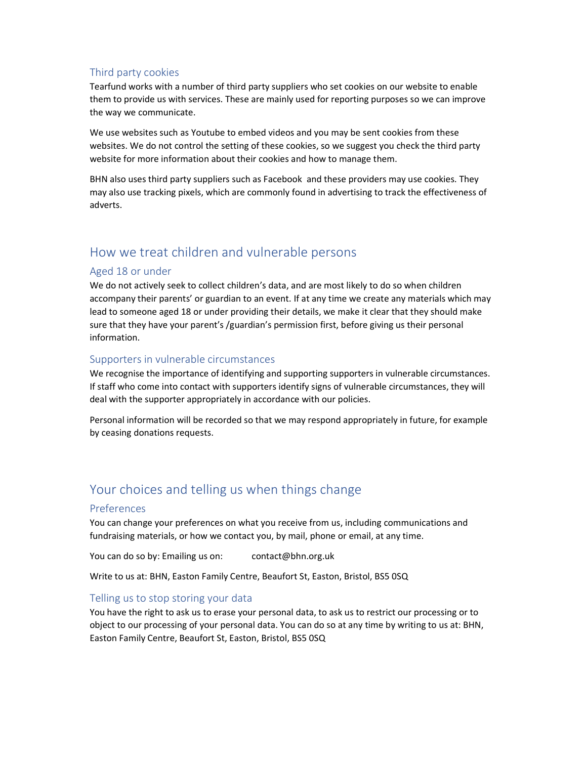### Third party cookies

Tearfund works with a number of third party suppliers who set cookies on our website to enable them to provide us with services. These are mainly used for reporting purposes so we can improve the way we communicate.

We use websites such as Youtube to embed videos and you may be sent cookies from these websites. We do not control the setting of these cookies, so we suggest you check the third party website for more information about their cookies and how to manage them.

BHN also uses third party suppliers such as Facebook and these providers may use cookies. They may also use tracking pixels, which are commonly found in advertising to track the effectiveness of adverts.

## How we treat children and vulnerable persons

### Aged 18 or under

We do not actively seek to collect children's data, and are most likely to do so when children accompany their parents' or guardian to an event. If at any time we create any materials which may lead to someone aged 18 or under providing their details, we make it clear that they should make sure that they have your parent's /guardian's permission first, before giving us their personal information.

### Supporters in vulnerable circumstances

We recognise the importance of identifying and supporting supporters in vulnerable circumstances. If staff who come into contact with supporters identify signs of vulnerable circumstances, they will deal with the supporter appropriately in accordance with our policies.

Personal information will be recorded so that we may respond appropriately in future, for example by ceasing donations requests.

## Your choices and telling us when things change

### Preferences

You can change your preferences on what you receive from us, including communications and fundraising materials, or how we contact you, by mail, phone or email, at any time.

You can do so by: Emailing us on: contact@bhn.org.uk

Write to us at: BHN, Easton Family Centre, Beaufort St, Easton, Bristol, BS5 0SQ

### Telling us to stop storing your data

You have the right to ask us to erase your personal data, to ask us to restrict our processing or to object to our processing of your personal data. You can do so at any time by writing to us at: BHN, Easton Family Centre, Beaufort St, Easton, Bristol, BS5 0SQ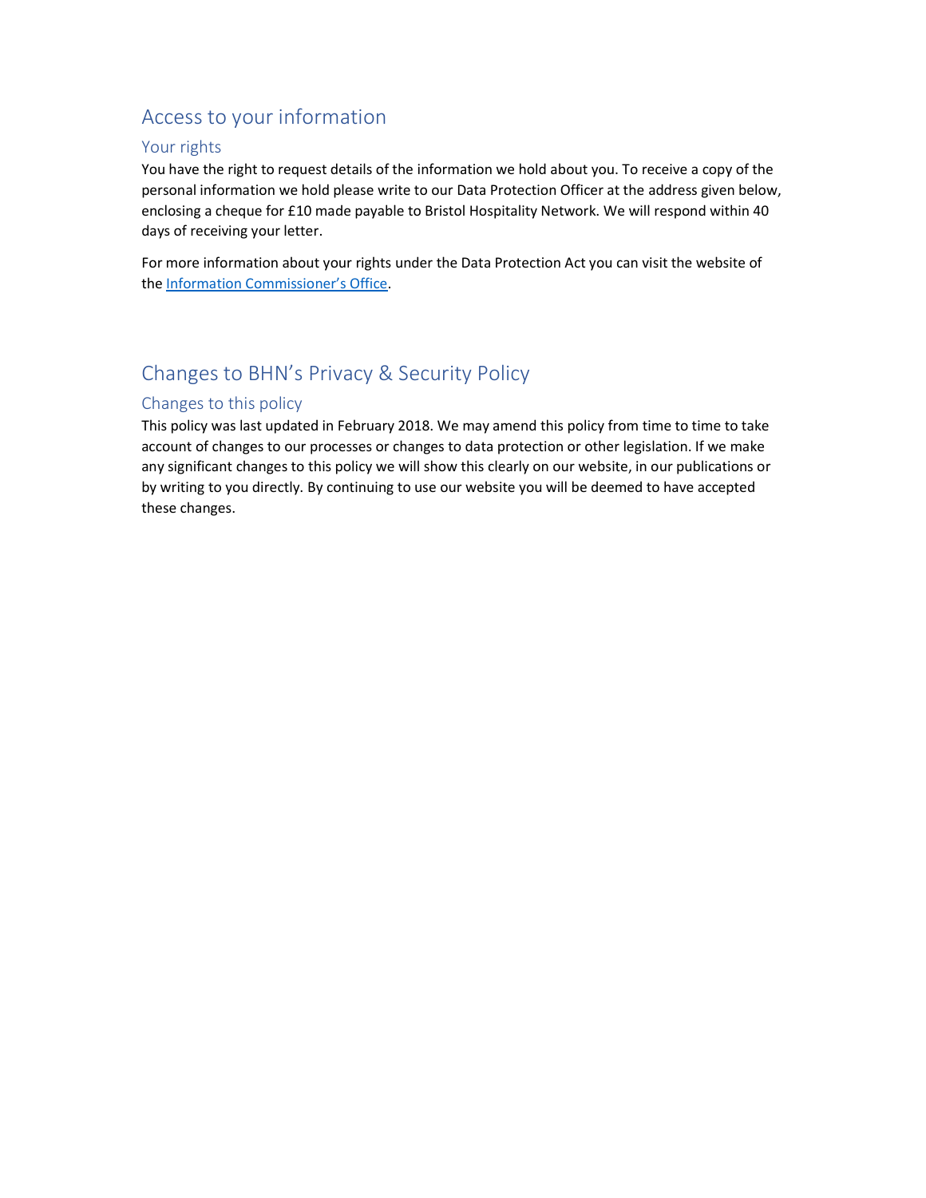## Access to your information

### Your rights

You have the right to request details of the information we hold about you. To receive a copy of the personal information we hold please write to our Data Protection Officer at the address given below, enclosing a cheque for £10 made payable to Bristol Hospitality Network. We will respond within 40 days of receiving your letter.

For more information about your rights under the Data Protection Act you can visit the website of the Information Commissioner's Office.

## Changes to BHN's Privacy & Security Policy

### Changes to this policy

This policy was last updated in February 2018. We may amend this policy from time to time to take account of changes to our processes or changes to data protection or other legislation. If we make any significant changes to this policy we will show this clearly on our website, in our publications or by writing to you directly. By continuing to use our website you will be deemed to have accepted these changes.